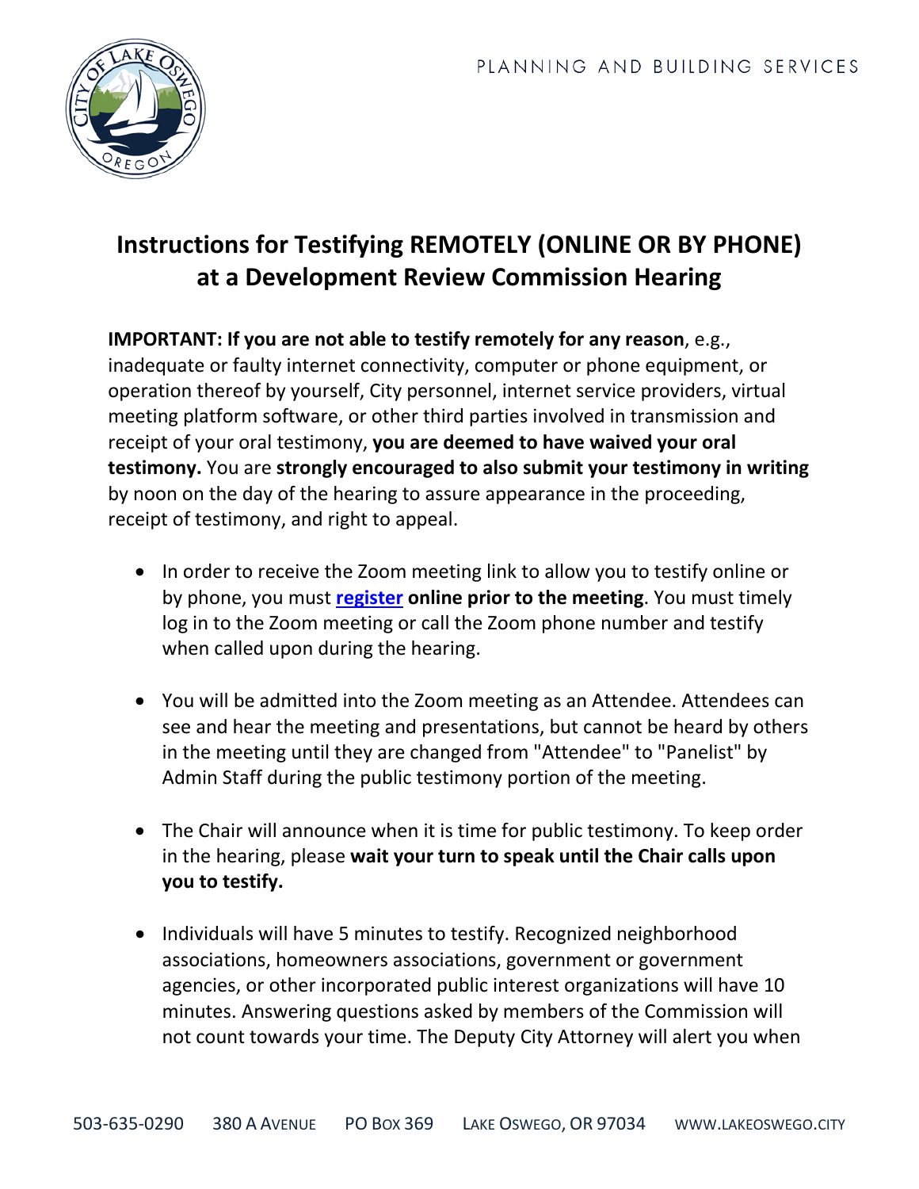PLANNING AND BUILDING SERVICES

# Instructions for Testifying REMOTELY (ONLINE OR BY PHONE) at a Development Review Commission Hearing

**IMPORTANT: If you are not able to testify remotely for any reason**, e.g., inadequate or faulty internet connectivity, computer or phone equipment, or operation thereof by yourself, City personnel, internet service providers, virtual meeting platform software, or other third parties involved in transmission and receipt of your oral testimony, **you are deemed to have waived your oral testimony.** You are **strongly encouraged to also submit your testimony in writing** by noon on the day of the hearing to assure appearance in the proceeding, receipt of testimony, and right to appeal.

- In order to receive the Zoom meeting link to allow you to testify online or by phone, you must **register online prior to the meeting**. You must timely log in to the Zoom meeting or call the Zoom phone number and testify when called upon during the hearing.

- You will be admitted into the Zoom meeting as an Attendee. Attendees can see and hear the meeting and presentations, but cannot be heard by others in the meeting until they are changed from "Attendee" to "Panelist" by Admin Staff during the public testimony portion of the meeting.

- The Chair will announce when it is time for public testimony. To keep order in the hearing, please **wait your turn to speak until the Chair calls upon you to testify.**

- Individuals will have 5 minutes to testify. Recognized neighborhood associations, homeowners associations, government or government agencies, or other incorporated public interest organizations will have 10 minutes. Answering questions asked by members of the Commission will not count towards your time. The Deputy City Attorney will alert you when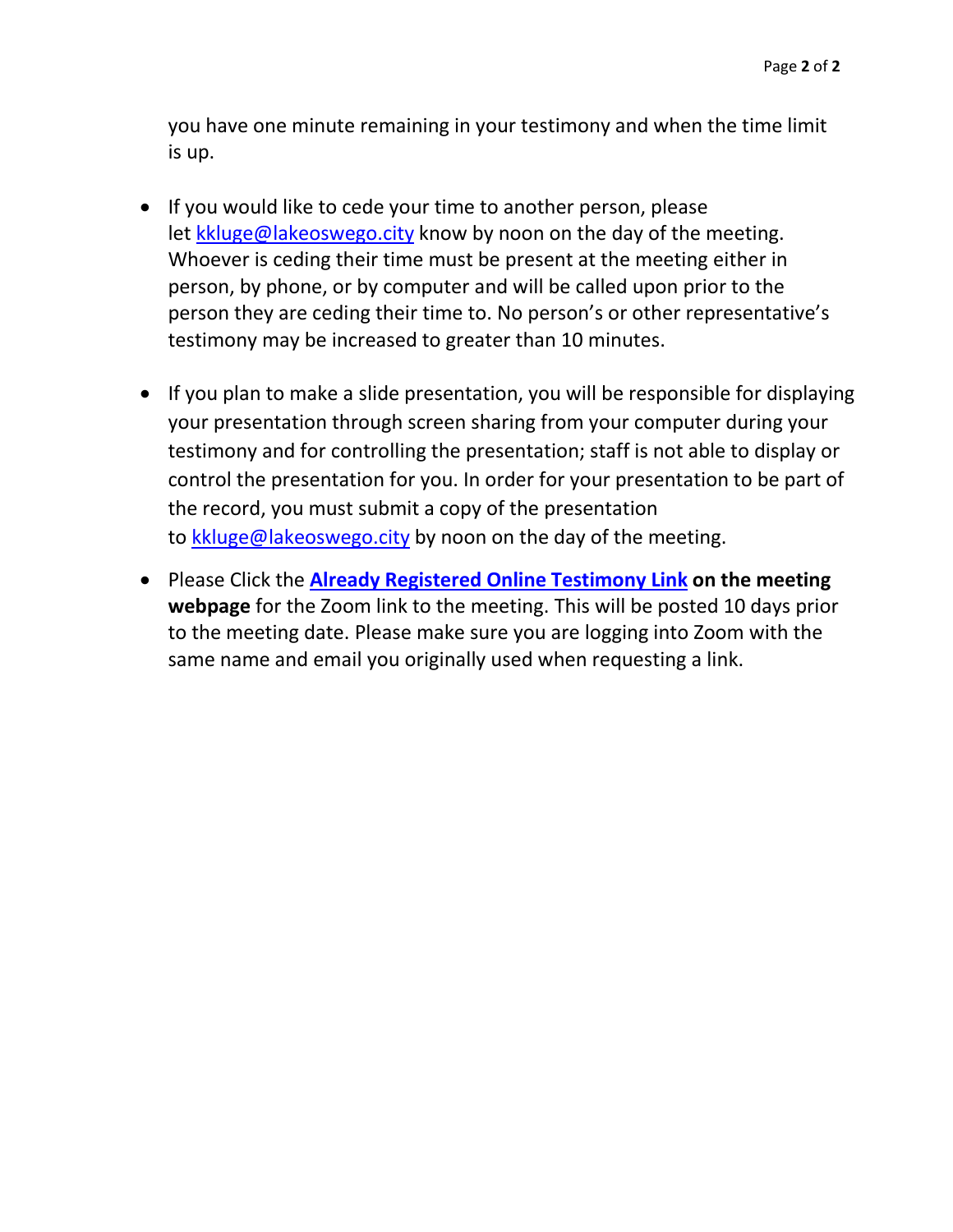you have one minute remaining in your testimony and when the time limit is up.

- If you would like to cede your time to another person, please let kkluge@lakeoswego.city know by noon on the day of the meeting. Whoever is ceding their time must be present at the meeting either in person, by phone, or by computer and will be called upon prior to the person they are ceding their time to. No person's or other representative's testimony may be increased to greater than 10 minutes.

- If you plan to make a slide presentation, you will be responsible for displaying your presentation through screen sharing from your computer during your testimony and for controlling the presentation; staff is not able to display or control the presentation for you. In order for your presentation to be part of the record, you must submit a copy of the presentation to kkluge@lakeoswego.city by noon on the day of the meeting.

- Please Click the **Already Registered Online Testimony Link on the meeting webpage** for the Zoom link to the meeting. This will be posted 10 days prior to the meeting date. Please make sure you are logging into Zoom with the same name and email you originally used when requesting a link.